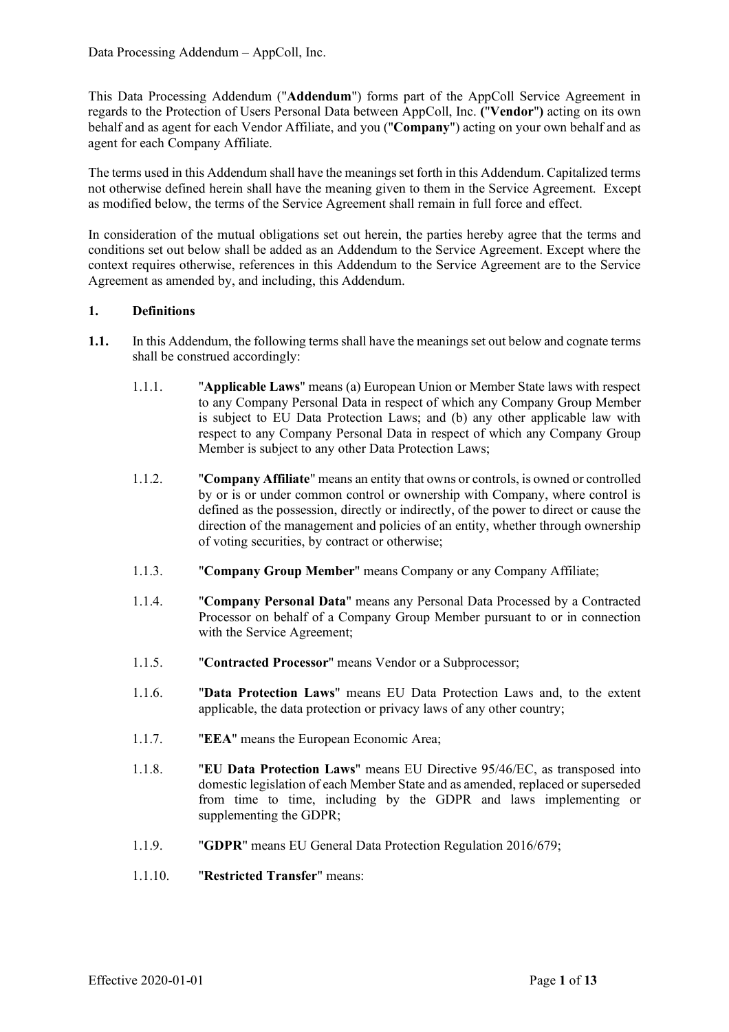This Data Processing Addendum ("**Addendum**") forms part of the AppColl Service Agreement in regards to the Protection of Users Personal Data between AppColl, Inc. **("Vendor")** acting on its own behalf and as agent for each Vendor Affiliate, and you ("**Company**") acting on your own behalf and as agent for each Company Affiliate.

The terms used in this Addendum shall have the meanings set forth in this Addendum. Capitalized terms not otherwise defined herein shall have the meaning given to them in the Service Agreement. Except as modified below, the terms of the Service Agreement shall remain in full force and effect.

In consideration of the mutual obligations set out herein, the parties hereby agree that the terms and conditions set out below shall be added as an Addendum to the Service Agreement. Except where the context requires otherwise, references in this Addendum to the Service Agreement are to the Service Agreement as amended by, and including, this Addendum.

## 1. Definitions

**1.1.** In this Addendum, the following terms shall have the meanings set out below and cognate terms shall be construed accordingly:

1.1.1. "**Applicable Laws**" means (a) European Union or Member State laws with respect to any Company Personal Data in respect of which any Company Group Member is subject to EU Data Protection Laws; and (b) any other applicable law with respect to any Company Personal Data in respect of which any Company Group Member is subject to any other Data Protection Laws;

1.1.2. "**Company Affiliate**" means an entity that owns or controls, is owned or controlled by or is or under common control or ownership with Company, where control is defined as the possession, directly or indirectly, of the power to direct or cause the direction of the management and policies of an entity, whether through ownership of voting securities, by contract or otherwise;

1.1.3. "**Company Group Member**" means Company or any Company Affiliate;

1.1.4. "**Company Personal Data**" means any Personal Data Processed by a Contracted Processor on behalf of a Company Group Member pursuant to or in connection with the Service Agreement;

1.1.5. "**Contracted Processor**" means Vendor or a Subprocessor;

1.1.6. "**Data Protection Laws**" means EU Data Protection Laws and, to the extent applicable, the data protection or privacy laws of any other country;

1.1.7. "**EEA**" means the European Economic Area;

1.1.8. "**EU Data Protection Laws**" means EU Directive 95/46/EC, as transposed into domestic legislation of each Member State and as amended, replaced or superseded from time to time, including by the GDPR and laws implementing or supplementing the GDPR;

1.1.9. "**GDPR**" means EU General Data Protection Regulation 2016/679;

1.1.10. "**Restricted Transfer**" means: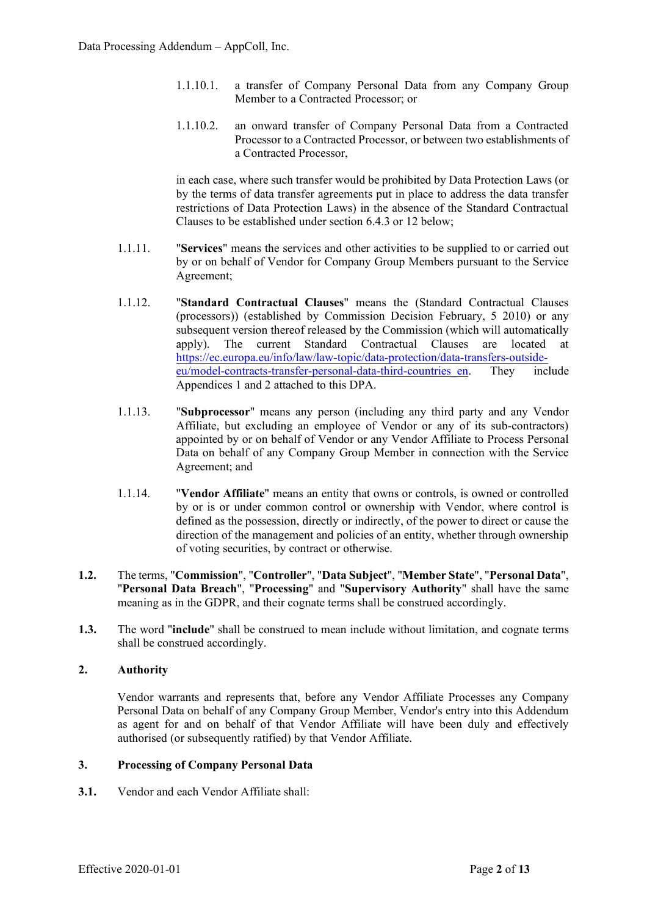1.1.10.1. a transfer of Company Personal Data from any Company Group Member to a Contracted Processor; or

1.1.10.2. an onward transfer of Company Personal Data from a Contracted Processor to a Contracted Processor, or between two establishments of a Contracted Processor,

in each case, where such transfer would be prohibited by Data Protection Laws (or by the terms of data transfer agreements put in place to address the data transfer restrictions of Data Protection Laws) in the absence of the Standard Contractual Clauses to be established under section 6.4.3 or 12 below;

1.1.11. "**Services**" means the services and other activities to be supplied to or carried out by or on behalf of Vendor for Company Group Members pursuant to the Service Agreement;

1.1.12. "**Standard Contractual Clauses**" means the (Standard Contractual Clauses (processors)) (established by Commission Decision February, 5 2010) or any subsequent version thereof released by the Commission (which will automatically apply). The current Standard Contractual Clauses are located at [https://ec.europa.eu/info/law/law-topic/data-protection/data-transfers-outside-eu/model-contracts-transfer-personal-data-third-countries_en](https://ec.europa.eu/info/law/law-topic/data-protection/data-transfers-outside-eu/model-contracts-transfer-personal-data-third-countries_en). They include Appendices 1 and 2 attached to this DPA.

1.1.13. "**Subprocessor**" means any person (including any third party and any Vendor Affiliate, but excluding an employee of Vendor or any of its sub-contractors) appointed by or on behalf of Vendor or any Vendor Affiliate to Process Personal Data on behalf of any Company Group Member in connection with the Service Agreement; and

1.1.14. "**Vendor Affiliate**" means an entity that owns or controls, is owned or controlled by or is or under common control or ownership with Vendor, where control is defined as the possession, directly or indirectly, of the power to direct or cause the direction of the management and policies of an entity, whether through ownership of voting securities, by contract or otherwise.

**1.2.** The terms, "**Commission**", "**Controller**", "**Data Subject**", "**Member State**", "**Personal Data**", "**Personal Data Breach**", "**Processing**" and "**Supervisory Authority**" shall have the same meaning as in the GDPR, and their cognate terms shall be construed accordingly.

**1.3.** The word "**include**" shall be construed to mean include without limitation, and cognate terms shall be construed accordingly.

## 2. Authority

Vendor warrants and represents that, before any Vendor Affiliate Processes any Company Personal Data on behalf of any Company Group Member, Vendor's entry into this Addendum as agent for and on behalf of that Vendor Affiliate will have been duly and effectively authorised (or subsequently ratified) by that Vendor Affiliate.

## 3. Processing of Company Personal Data

**3.1.** Vendor and each Vendor Affiliate shall: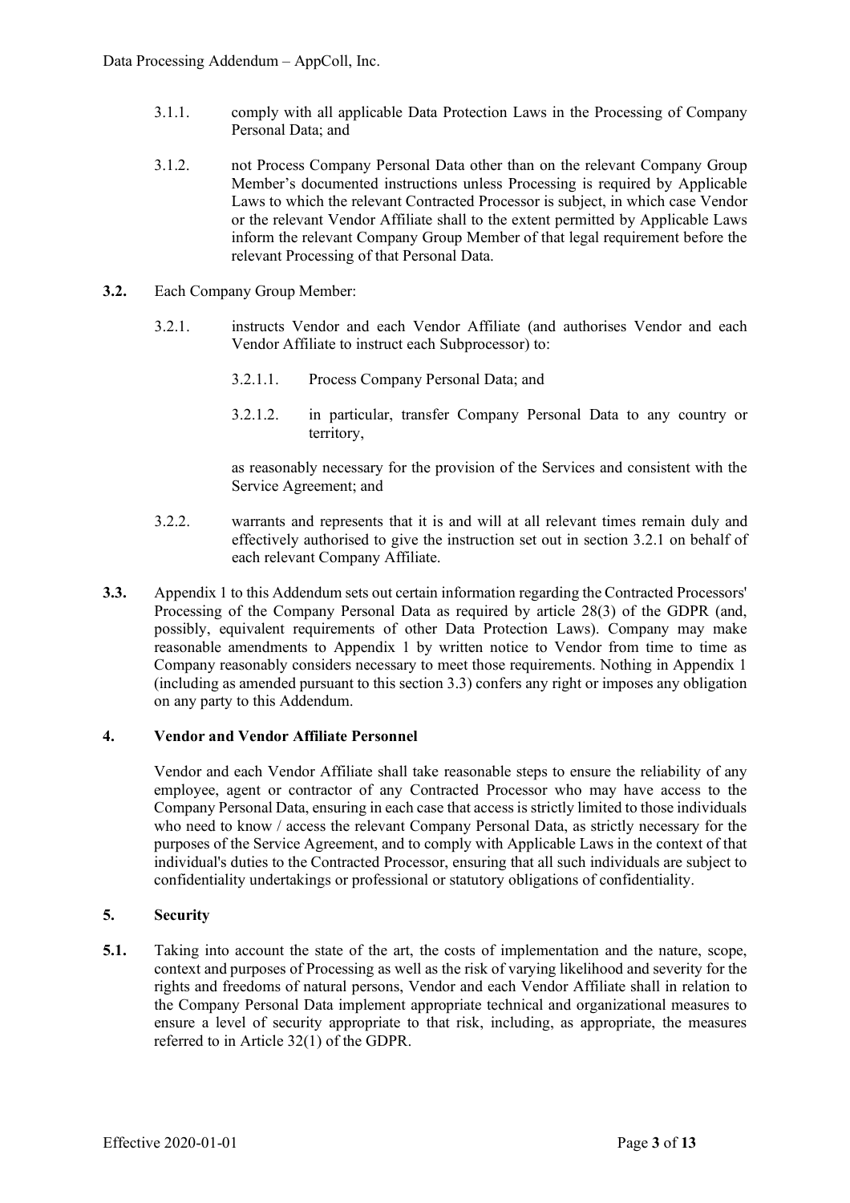3.1.1. comply with all applicable Data Protection Laws in the Processing of Company Personal Data; and

3.1.2. not Process Company Personal Data other than on the relevant Company Group Member's documented instructions unless Processing is required by Applicable Laws to which the relevant Contracted Processor is subject, in which case Vendor or the relevant Vendor Affiliate shall to the extent permitted by Applicable Laws inform the relevant Company Group Member of that legal requirement before the relevant Processing of that Personal Data.

**3.2.** Each Company Group Member:

3.2.1. instructs Vendor and each Vendor Affiliate (and authorises Vendor and each Vendor Affiliate to instruct each Subprocessor) to:

3.2.1.1. Process Company Personal Data; and

3.2.1.2. in particular, transfer Company Personal Data to any country or territory,

as reasonably necessary for the provision of the Services and consistent with the Service Agreement; and

3.2.2. warrants and represents that it is and will at all relevant times remain duly and effectively authorised to give the instruction set out in section 3.2.1 on behalf of each relevant Company Affiliate.

**3.3.** Appendix 1 to this Addendum sets out certain information regarding the Contracted Processors' Processing of the Company Personal Data as required by article 28(3) of the GDPR (and, possibly, equivalent requirements of other Data Protection Laws). Company may make reasonable amendments to Appendix 1 by written notice to Vendor from time to time as Company reasonably considers necessary to meet those requirements. Nothing in Appendix 1 (including as amended pursuant to this section 3.3) confers any right or imposes any obligation on any party to this Addendum.

## 4. Vendor and Vendor Affiliate Personnel

Vendor and each Vendor Affiliate shall take reasonable steps to ensure the reliability of any employee, agent or contractor of any Contracted Processor who may have access to the Company Personal Data, ensuring in each case that access is strictly limited to those individuals who need to know / access the relevant Company Personal Data, as strictly necessary for the purposes of the Service Agreement, and to comply with Applicable Laws in the context of that individual's duties to the Contracted Processor, ensuring that all such individuals are subject to confidentiality undertakings or professional or statutory obligations of confidentiality.

## 5. Security

**5.1.** Taking into account the state of the art, the costs of implementation and the nature, scope, context and purposes of Processing as well as the risk of varying likelihood and severity for the rights and freedoms of natural persons, Vendor and each Vendor Affiliate shall in relation to the Company Personal Data implement appropriate technical and organizational measures to ensure a level of security appropriate to that risk, including, as appropriate, the measures referred to in Article 32(1) of the GDPR.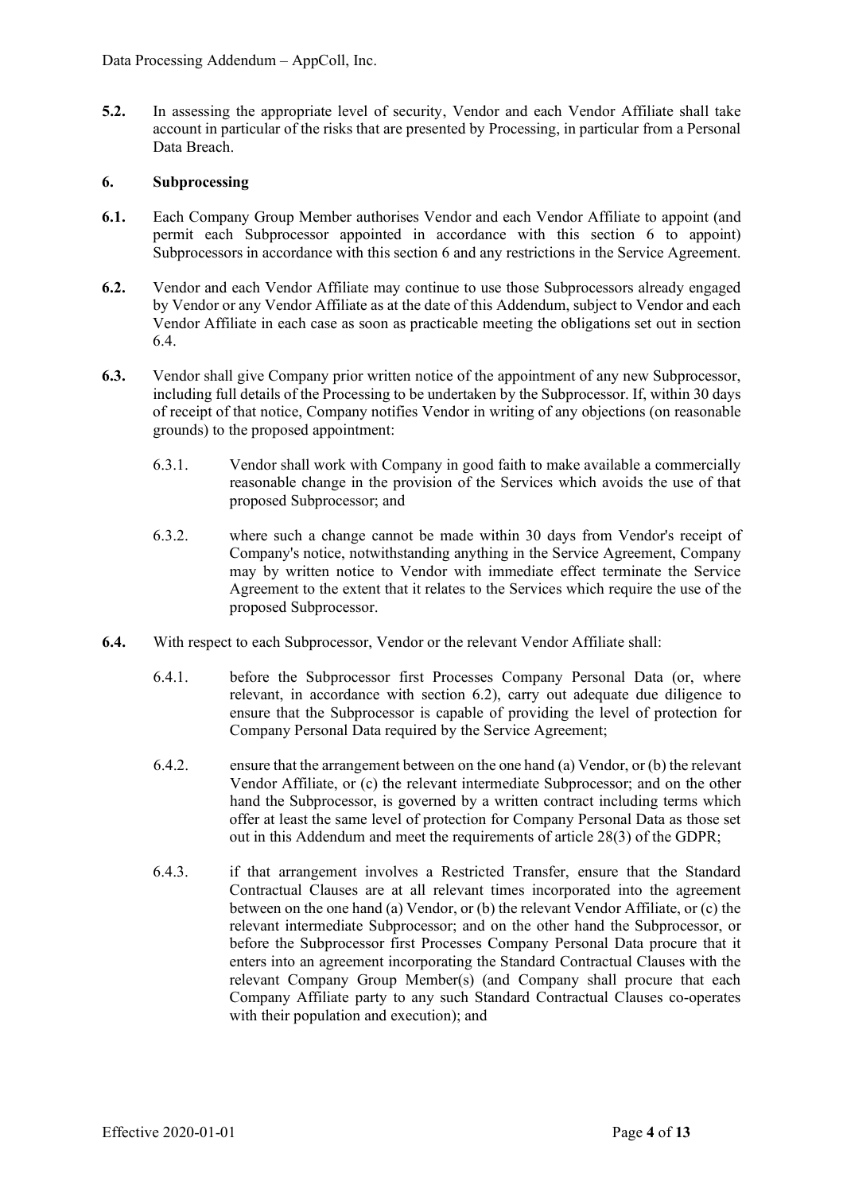**5.2.** In assessing the appropriate level of security, Vendor and each Vendor Affiliate shall take account in particular of the risks that are presented by Processing, in particular from a Personal Data Breach.

**6. Subprocessing**

**6.1.** Each Company Group Member authorises Vendor and each Vendor Affiliate to appoint (and permit each Subprocessor appointed in accordance with this section 6 to appoint) Subprocessors in accordance with this section 6 and any restrictions in the Service Agreement.

**6.2.** Vendor and each Vendor Affiliate may continue to use those Subprocessors already engaged by Vendor or any Vendor Affiliate as at the date of this Addendum, subject to Vendor and each Vendor Affiliate in each case as soon as practicable meeting the obligations set out in section 6.4.

**6.3.** Vendor shall give Company prior written notice of the appointment of any new Subprocessor, including full details of the Processing to be undertaken by the Subprocessor. If, within 30 days of receipt of that notice, Company notifies Vendor in writing of any objections (on reasonable grounds) to the proposed appointment:

6.3.1. Vendor shall work with Company in good faith to make available a commercially reasonable change in the provision of the Services which avoids the use of that proposed Subprocessor; and

6.3.2. where such a change cannot be made within 30 days from Vendor's receipt of Company's notice, notwithstanding anything in the Service Agreement, Company may by written notice to Vendor with immediate effect terminate the Service Agreement to the extent that it relates to the Services which require the use of the proposed Subprocessor.

**6.4.** With respect to each Subprocessor, Vendor or the relevant Vendor Affiliate shall:

6.4.1. before the Subprocessor first Processes Company Personal Data (or, where relevant, in accordance with section 6.2), carry out adequate due diligence to ensure that the Subprocessor is capable of providing the level of protection for Company Personal Data required by the Service Agreement;

6.4.2. ensure that the arrangement between on the one hand (a) Vendor, or (b) the relevant Vendor Affiliate, or (c) the relevant intermediate Subprocessor; and on the other hand the Subprocessor, is governed by a written contract including terms which offer at least the same level of protection for Company Personal Data as those set out in this Addendum and meet the requirements of article 28(3) of the GDPR;

6.4.3. if that arrangement involves a Restricted Transfer, ensure that the Standard Contractual Clauses are at all relevant times incorporated into the agreement between on the one hand (a) Vendor, or (b) the relevant Vendor Affiliate, or (c) the relevant intermediate Subprocessor; and on the other hand the Subprocessor, or before the Subprocessor first Processes Company Personal Data procure that it enters into an agreement incorporating the Standard Contractual Clauses with the relevant Company Group Member(s) (and Company shall procure that each Company Affiliate party to any such Standard Contractual Clauses co-operates with their population and execution); and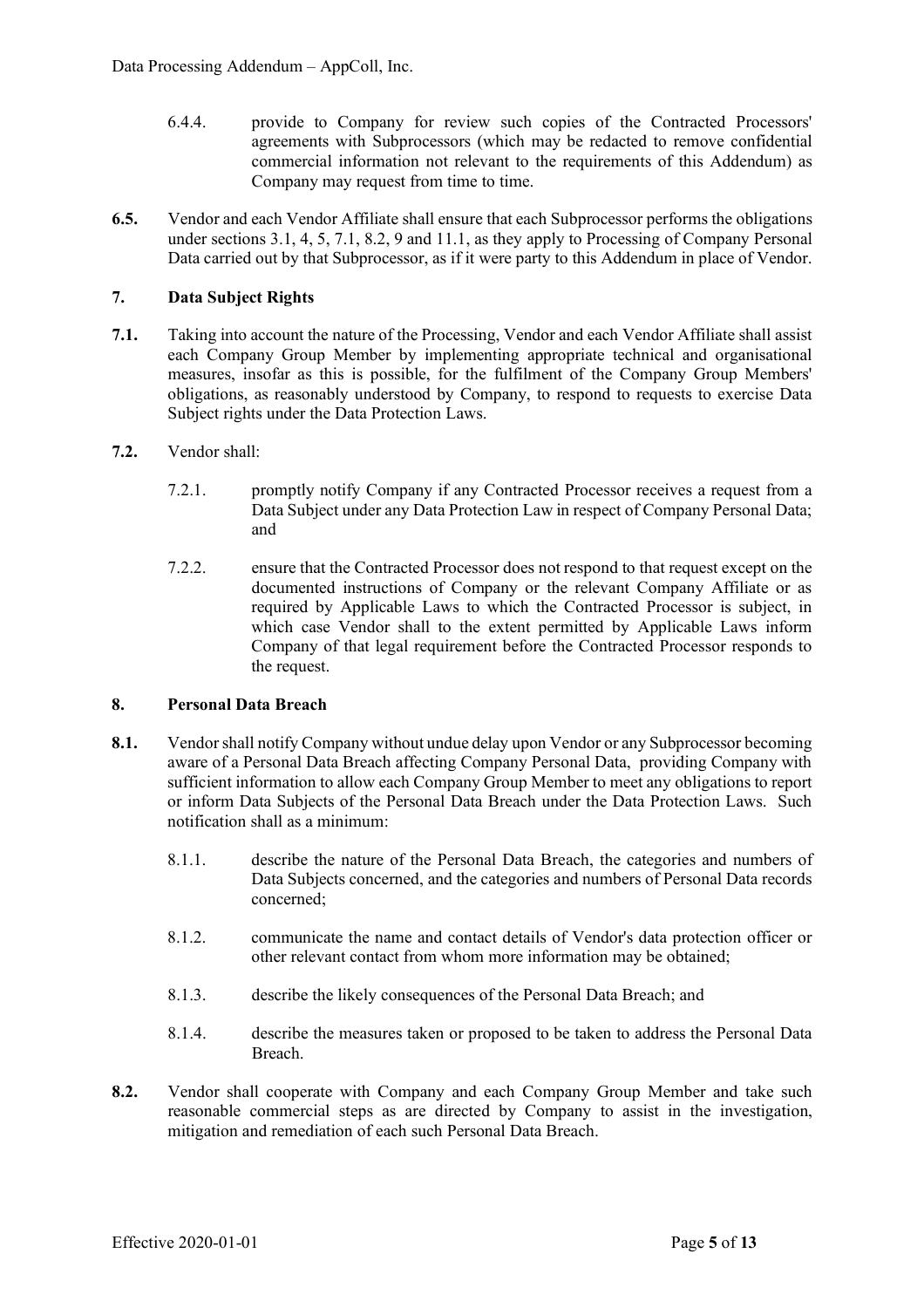6.4.4. provide to Company for review such copies of the Contracted Processors' agreements with Subprocessors (which may be redacted to remove confidential commercial information not relevant to the requirements of this Addendum) as Company may request from time to time.

**6.5.** Vendor and each Vendor Affiliate shall ensure that each Subprocessor performs the obligations under sections 3.1, 4, 5, 7.1, 8.2, 9 and 11.1, as they apply to Processing of Company Personal Data carried out by that Subprocessor, as if it were party to this Addendum in place of Vendor.

## 7. Data Subject Rights

**7.1.** Taking into account the nature of the Processing, Vendor and each Vendor Affiliate shall assist each Company Group Member by implementing appropriate technical and organisational measures, insofar as this is possible, for the fulfilment of the Company Group Members' obligations, as reasonably understood by Company, to respond to requests to exercise Data Subject rights under the Data Protection Laws.

**7.2.** Vendor shall:

7.2.1. promptly notify Company if any Contracted Processor receives a request from a Data Subject under any Data Protection Law in respect of Company Personal Data; and

7.2.2. ensure that the Contracted Processor does not respond to that request except on the documented instructions of Company or the relevant Company Affiliate or as required by Applicable Laws to which the Contracted Processor is subject, in which case Vendor shall to the extent permitted by Applicable Laws inform Company of that legal requirement before the Contracted Processor responds to the request.

## 8. Personal Data Breach

**8.1.** Vendor shall notify Company without undue delay upon Vendor or any Subprocessor becoming aware of a Personal Data Breach affecting Company Personal Data, providing Company with sufficient information to allow each Company Group Member to meet any obligations to report or inform Data Subjects of the Personal Data Breach under the Data Protection Laws. Such notification shall as a minimum:

8.1.1. describe the nature of the Personal Data Breach, the categories and numbers of Data Subjects concerned, and the categories and numbers of Personal Data records concerned;

8.1.2. communicate the name and contact details of Vendor's data protection officer or other relevant contact from whom more information may be obtained;

8.1.3. describe the likely consequences of the Personal Data Breach; and

8.1.4. describe the measures taken or proposed to be taken to address the Personal Data Breach.

**8.2.** Vendor shall cooperate with Company and each Company Group Member and take such reasonable commercial steps as are directed by Company to assist in the investigation, mitigation and remediation of each such Personal Data Breach.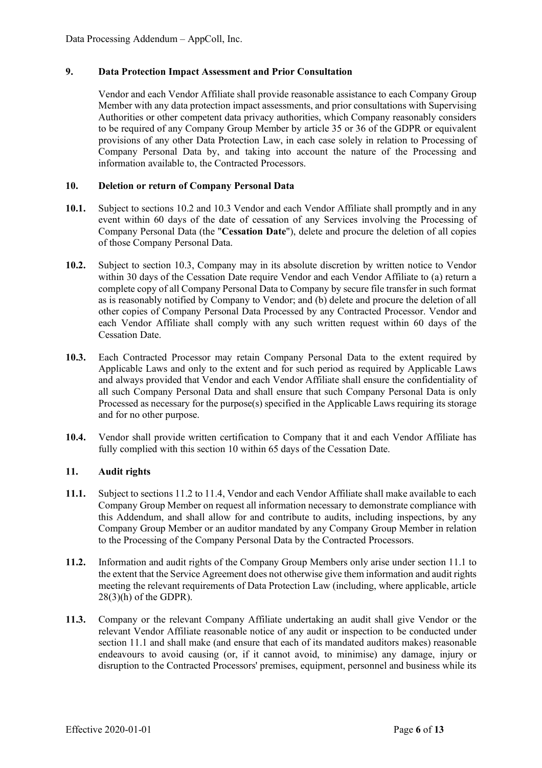## 9. Data Protection Impact Assessment and Prior Consultation

Vendor and each Vendor Affiliate shall provide reasonable assistance to each Company Group Member with any data protection impact assessments, and prior consultations with Supervising Authorities or other competent data privacy authorities, which Company reasonably considers to be required of any Company Group Member by article 35 or 36 of the GDPR or equivalent provisions of any other Data Protection Law, in each case solely in relation to Processing of Company Personal Data by, and taking into account the nature of the Processing and information available to, the Contracted Processors.

## 10. Deletion or return of Company Personal Data

**10.1.** Subject to sections 10.2 and 10.3 Vendor and each Vendor Affiliate shall promptly and in any event within 60 days of the date of cessation of any Services involving the Processing of Company Personal Data (the "**Cessation Date**"), delete and procure the deletion of all copies of those Company Personal Data.

**10.2.** Subject to section 10.3, Company may in its absolute discretion by written notice to Vendor within 30 days of the Cessation Date require Vendor and each Vendor Affiliate to (a) return a complete copy of all Company Personal Data to Company by secure file transfer in such format as is reasonably notified by Company to Vendor; and (b) delete and procure the deletion of all other copies of Company Personal Data Processed by any Contracted Processor. Vendor and each Vendor Affiliate shall comply with any such written request within 60 days of the Cessation Date.

**10.3.** Each Contracted Processor may retain Company Personal Data to the extent required by Applicable Laws and only to the extent and for such period as required by Applicable Laws and always provided that Vendor and each Vendor Affiliate shall ensure the confidentiality of all such Company Personal Data and shall ensure that such Company Personal Data is only Processed as necessary for the purpose(s) specified in the Applicable Laws requiring its storage and for no other purpose.

**10.4.** Vendor shall provide written certification to Company that it and each Vendor Affiliate has fully complied with this section 10 within 65 days of the Cessation Date.

## 11. Audit rights

**11.1.** Subject to sections 11.2 to 11.4, Vendor and each Vendor Affiliate shall make available to each Company Group Member on request all information necessary to demonstrate compliance with this Addendum, and shall allow for and contribute to audits, including inspections, by any Company Group Member or an auditor mandated by any Company Group Member in relation to the Processing of the Company Personal Data by the Contracted Processors.

**11.2.** Information and audit rights of the Company Group Members only arise under section 11.1 to the extent that the Service Agreement does not otherwise give them information and audit rights meeting the relevant requirements of Data Protection Law (including, where applicable, article 28(3)(h) of the GDPR).

**11.3.** Company or the relevant Company Affiliate undertaking an audit shall give Vendor or the relevant Vendor Affiliate reasonable notice of any audit or inspection to be conducted under section 11.1 and shall make (and ensure that each of its mandated auditors makes) reasonable endeavours to avoid causing (or, if it cannot avoid, to minimise) any damage, injury or disruption to the Contracted Processors' premises, equipment, personnel and business while its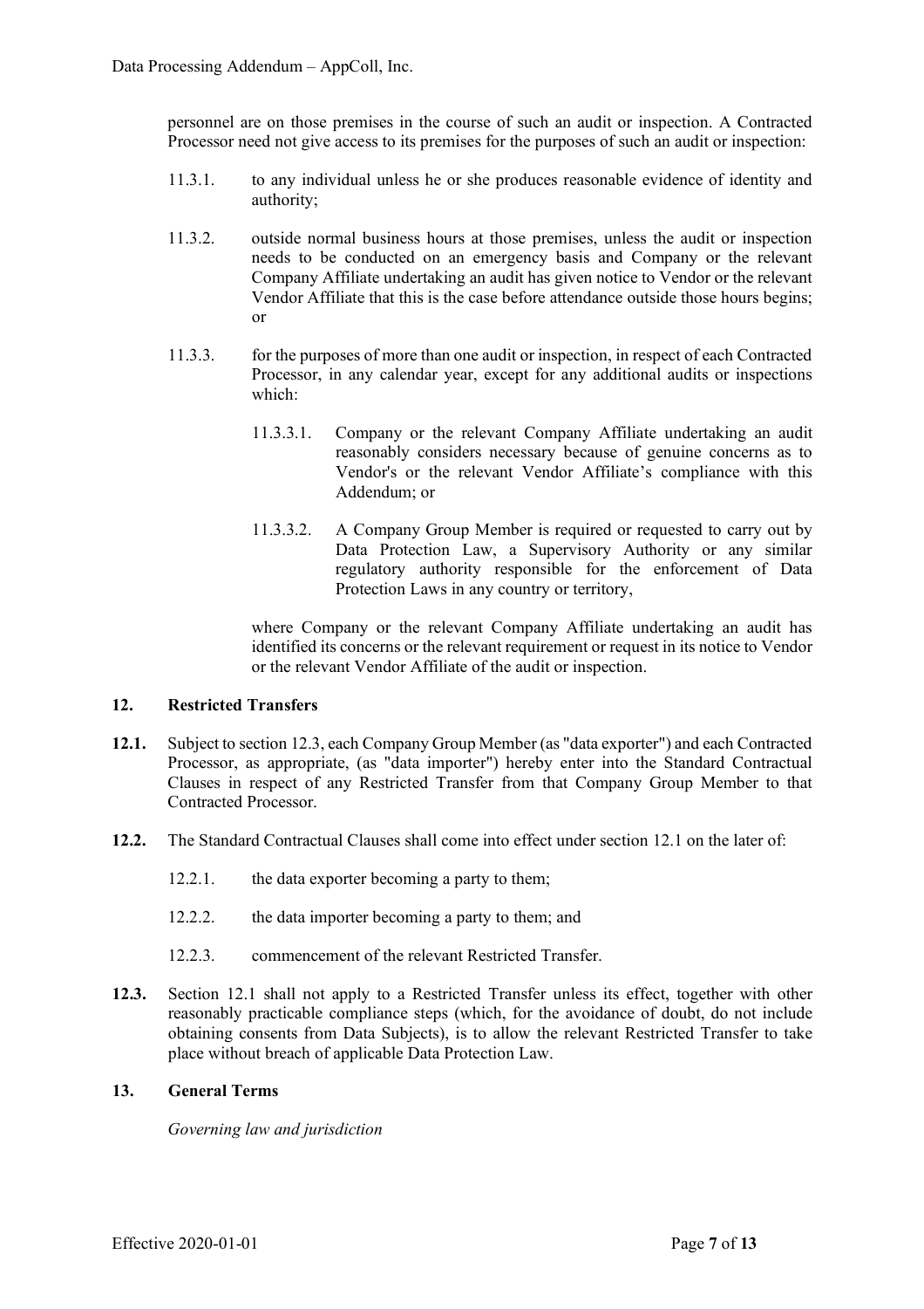personnel are on those premises in the course of such an audit or inspection. A Contracted Processor need not give access to its premises for the purposes of such an audit or inspection:

11.3.1. to any individual unless he or she produces reasonable evidence of identity and authority;

11.3.2. outside normal business hours at those premises, unless the audit or inspection needs to be conducted on an emergency basis and Company or the relevant Company Affiliate undertaking an audit has given notice to Vendor or the relevant Vendor Affiliate that this is the case before attendance outside those hours begins; or

11.3.3. for the purposes of more than one audit or inspection, in respect of each Contracted Processor, in any calendar year, except for any additional audits or inspections which:

11.3.3.1. Company or the relevant Company Affiliate undertaking an audit reasonably considers necessary because of genuine concerns as to Vendor's or the relevant Vendor Affiliate's compliance with this Addendum; or

11.3.3.2. A Company Group Member is required or requested to carry out by Data Protection Law, a Supervisory Authority or any similar regulatory authority responsible for the enforcement of Data Protection Laws in any country or territory,

where Company or the relevant Company Affiliate undertaking an audit has identified its concerns or the relevant requirement or request in its notice to Vendor or the relevant Vendor Affiliate of the audit or inspection.

## 12. Restricted Transfers

**12.1.** Subject to section 12.3, each Company Group Member (as "data exporter") and each Contracted Processor, as appropriate, (as "data importer") hereby enter into the Standard Contractual Clauses in respect of any Restricted Transfer from that Company Group Member to that Contracted Processor.

**12.2.** The Standard Contractual Clauses shall come into effect under section 12.1 on the later of:

12.2.1. the data exporter becoming a party to them;

12.2.2. the data importer becoming a party to them; and

12.2.3. commencement of the relevant Restricted Transfer.

**12.3.** Section 12.1 shall not apply to a Restricted Transfer unless its effect, together with other reasonably practicable compliance steps (which, for the avoidance of doubt, do not include obtaining consents from Data Subjects), is to allow the relevant Restricted Transfer to take place without breach of applicable Data Protection Law.

## 13. General Terms

*Governing law and jurisdiction*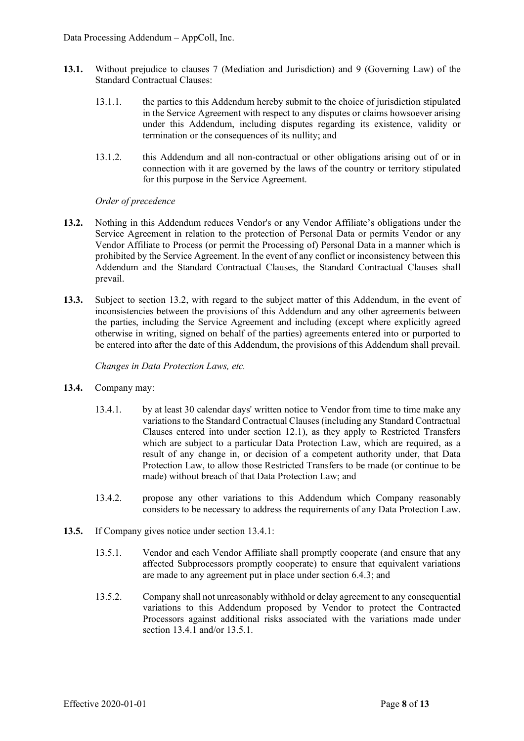**13.1.** Without prejudice to clauses 7 (Mediation and Jurisdiction) and 9 (Governing Law) of the Standard Contractual Clauses:

13.1.1. the parties to this Addendum hereby submit to the choice of jurisdiction stipulated in the Service Agreement with respect to any disputes or claims howsoever arising under this Addendum, including disputes regarding its existence, validity or termination or the consequences of its nullity; and

13.1.2. this Addendum and all non-contractual or other obligations arising out of or in connection with it are governed by the laws of the country or territory stipulated for this purpose in the Service Agreement.

*Order of precedence*

**13.2.** Nothing in this Addendum reduces Vendor's or any Vendor Affiliate's obligations under the Service Agreement in relation to the protection of Personal Data or permits Vendor or any Vendor Affiliate to Process (or permit the Processing of) Personal Data in a manner which is prohibited by the Service Agreement. In the event of any conflict or inconsistency between this Addendum and the Standard Contractual Clauses, the Standard Contractual Clauses shall prevail.

**13.3.** Subject to section 13.2, with regard to the subject matter of this Addendum, in the event of inconsistencies between the provisions of this Addendum and any other agreements between the parties, including the Service Agreement and including (except where explicitly agreed otherwise in writing, signed on behalf of the parties) agreements entered into or purported to be entered into after the date of this Addendum, the provisions of this Addendum shall prevail.

*Changes in Data Protection Laws, etc.*

**13.4.** Company may:

13.4.1. by at least 30 calendar days' written notice to Vendor from time to time make any variations to the Standard Contractual Clauses (including any Standard Contractual Clauses entered into under section 12.1), as they apply to Restricted Transfers which are subject to a particular Data Protection Law, which are required, as a result of any change in, or decision of a competent authority under, that Data Protection Law, to allow those Restricted Transfers to be made (or continue to be made) without breach of that Data Protection Law; and

13.4.2. propose any other variations to this Addendum which Company reasonably considers to be necessary to address the requirements of any Data Protection Law.

**13.5.** If Company gives notice under section 13.4.1:

13.5.1. Vendor and each Vendor Affiliate shall promptly cooperate (and ensure that any affected Subprocessors promptly cooperate) to ensure that equivalent variations are made to any agreement put in place under section 6.4.3; and

13.5.2. Company shall not unreasonably withhold or delay agreement to any consequential variations to this Addendum proposed by Vendor to protect the Contracted Processors against additional risks associated with the variations made under section 13.4.1 and/or 13.5.1.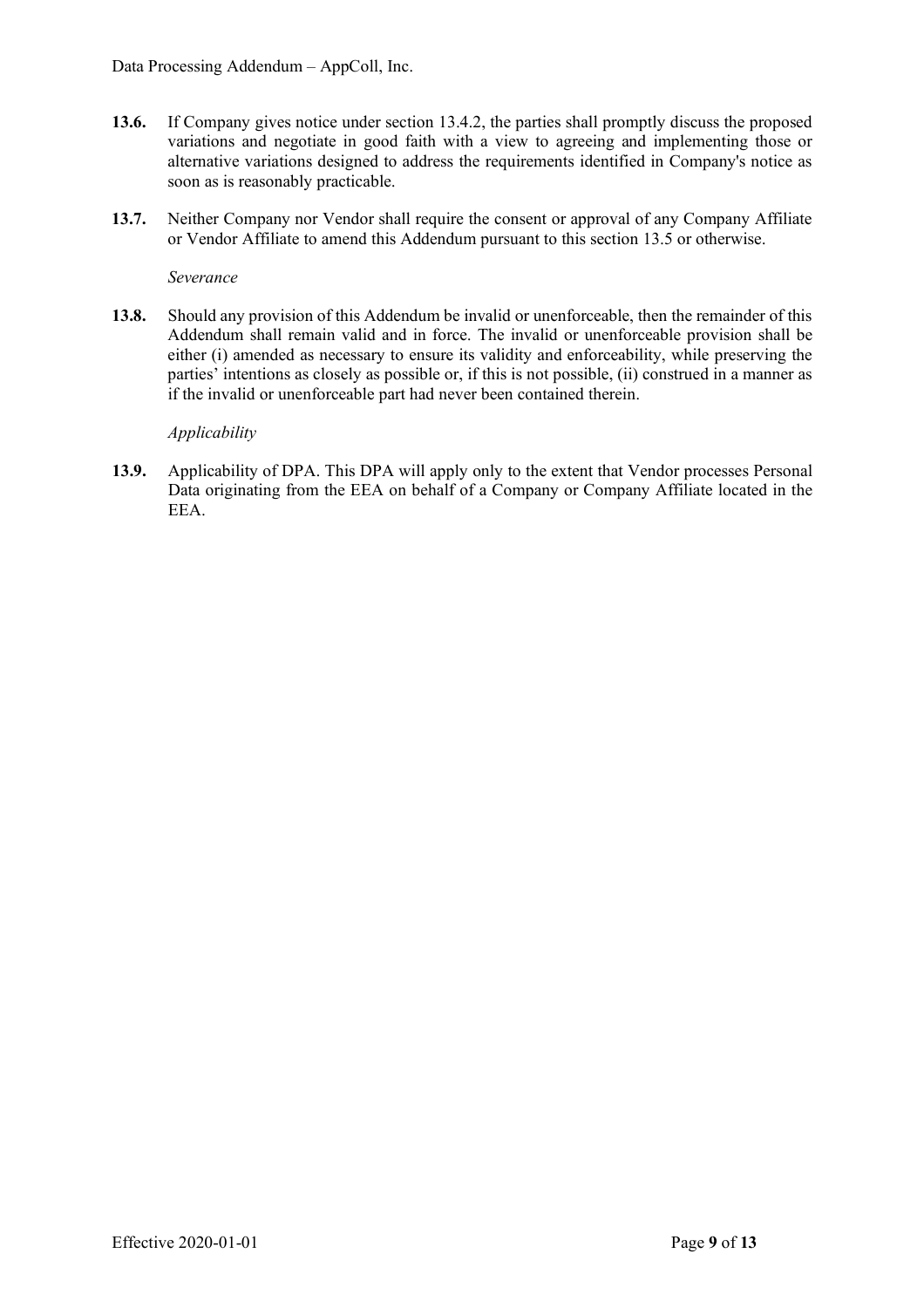**13.6.** If Company gives notice under section 13.4.2, the parties shall promptly discuss the proposed variations and negotiate in good faith with a view to agreeing and implementing those or alternative variations designed to address the requirements identified in Company's notice as soon as is reasonably practicable.

**13.7.** Neither Company nor Vendor shall require the consent or approval of any Company Affiliate or Vendor Affiliate to amend this Addendum pursuant to this section 13.5 or otherwise.

*Severance*

**13.8.** Should any provision of this Addendum be invalid or unenforceable, then the remainder of this Addendum shall remain valid and in force. The invalid or unenforceable provision shall be either (i) amended as necessary to ensure its validity and enforceability, while preserving the parties' intentions as closely as possible or, if this is not possible, (ii) construed in a manner as if the invalid or unenforceable part had never been contained therein.

*Applicability*

**13.9.** Applicability of DPA. This DPA will apply only to the extent that Vendor processes Personal Data originating from the EEA on behalf of a Company or Company Affiliate located in the EEA.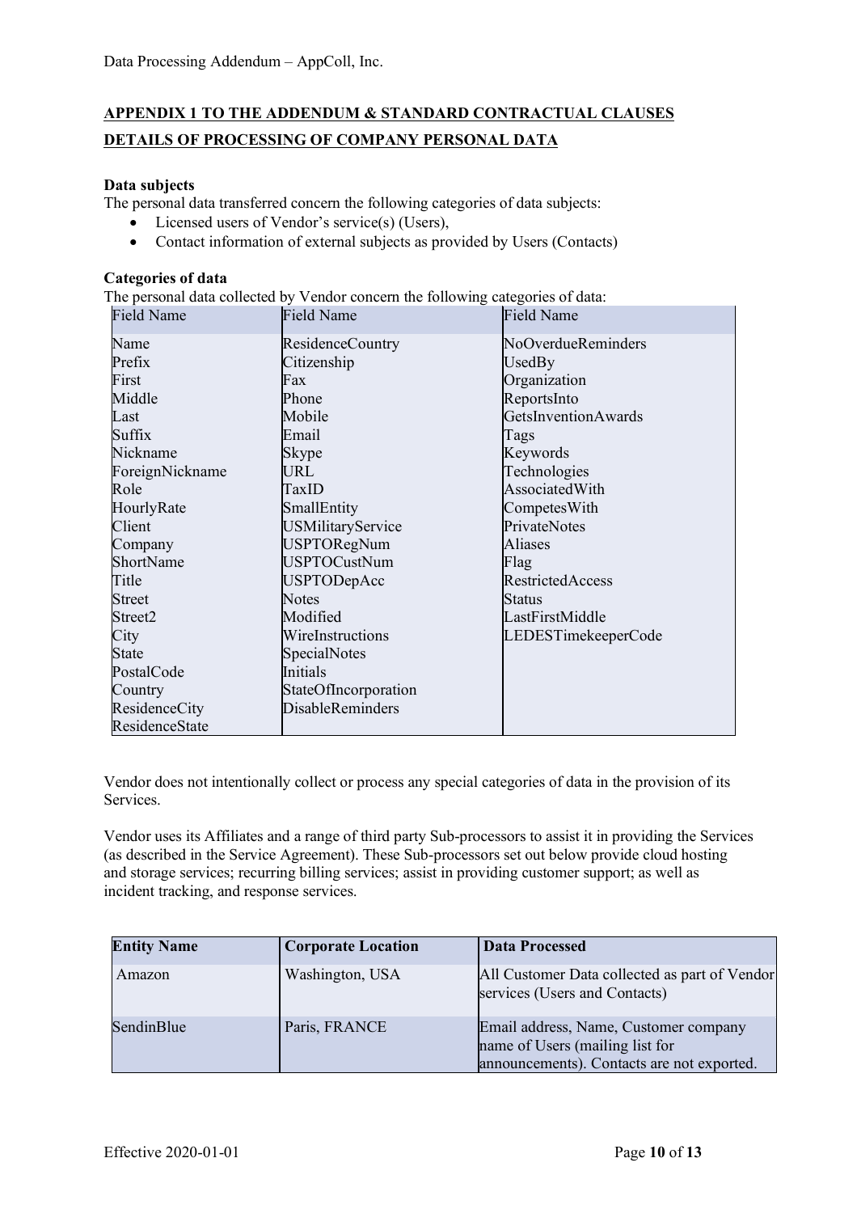## APPENDIX 1 TO THE ADDENDUM & STANDARD CONTRACTUAL CLAUSES

## DETAILS OF PROCESSING OF COMPANY PERSONAL DATA

**Data subjects**

The personal data transferred concern the following categories of data subjects:

- Licensed users of Vendor's service(s) (Users),
- Contact information of external subjects as provided by Users (Contacts)

**Categories of data**

The personal data collected by Vendor concern the following categories of data:

| Field Name | Field Name | Field Name |
|---|---|---|
| Name | ResidenceCountry | NoOverdueReminders |
| Prefix | Citizenship | UsedBy |
| First | Fax | Organization |
| Middle | Phone | ReportsInto |
| Last | Mobile | GetsInventionAwards |
| Suffix | Email | Tags |
| Nickname | Skype | Keywords |
| ForeignNickname | URL | Technologies |
| Role | TaxID | AssociatedWith |
| HourlyRate | SmallEntity | CompetesWith |
| Client | USMilitaryService | PrivateNotes |
| Company | USPTORegNum | Aliases |
| ShortName | USPTOCustNum | Flag |
| Title | USPTODepAcc | RestrictedAccess |
| Street | Notes | Status |
| Street2 | Modified | LastFirstMiddle |
| City | WireInstructions | LEDESTimekeeperCode |
| State | SpecialNotes | |
| PostalCode | Initials | |
| Country | StateOfIncorporation | |
| ResidenceCity | DisableReminders | |
| ResidenceState | | |

Vendor does not intentionally collect or process any special categories of data in the provision of its Services.

Vendor uses its Affiliates and a range of third party Sub-processors to assist it in providing the Services (as described in the Service Agreement). These Sub-processors set out below provide cloud hosting and storage services; recurring billing services; assist in providing customer support; as well as incident tracking, and response services.

| Entity Name | Corporate Location | Data Processed |
|---|---|---|
| Amazon | Washington, USA | All Customer Data collected as part of Vendor services (Users and Contacts) |
| SendinBlue | Paris, FRANCE | Email address, Name, Customer company name of Users (mailing list for announcements). Contacts are not exported. |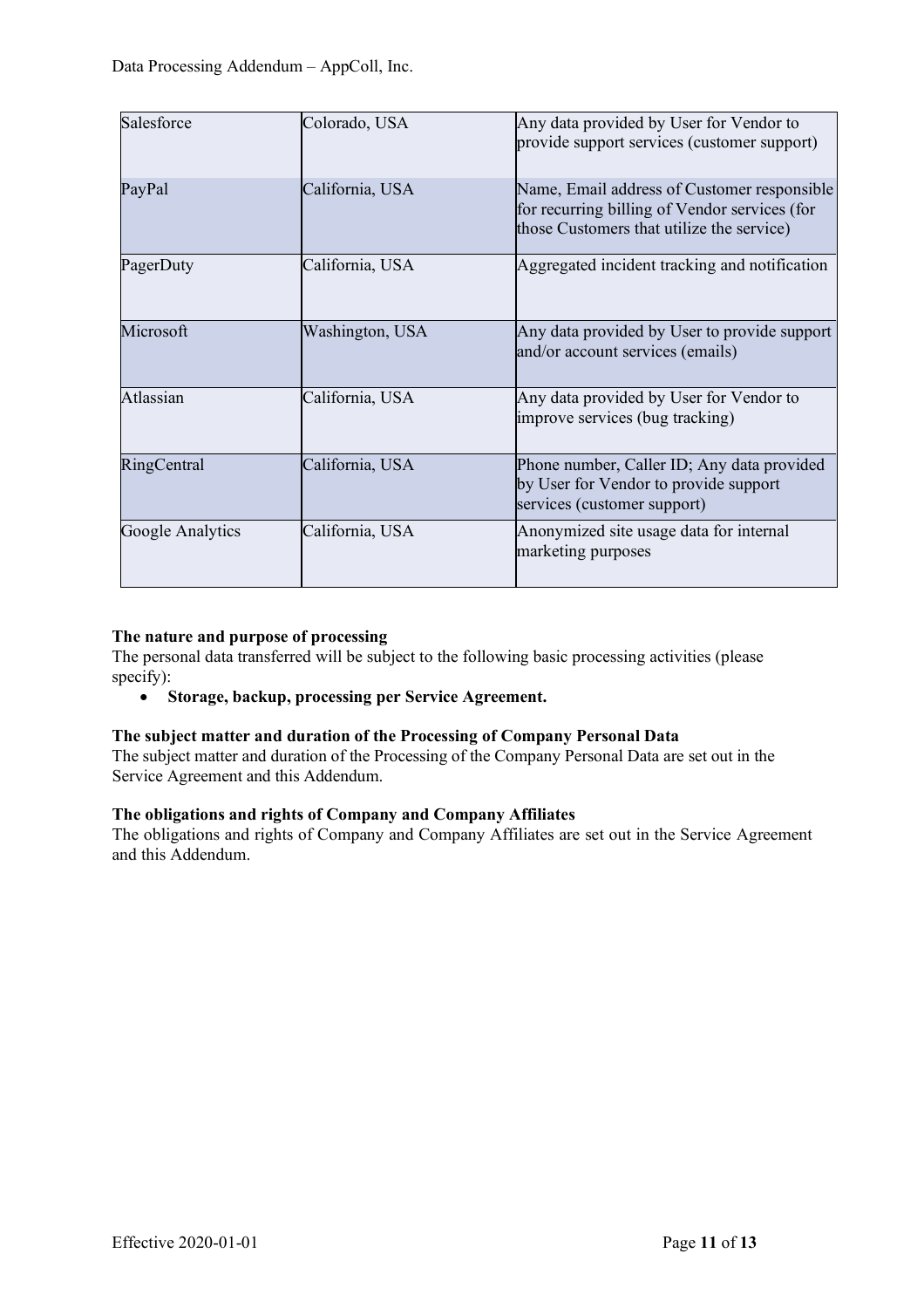| | | |
|---|---|---|
| Salesforce | Colorado, USA | Any data provided by User for Vendor to provide support services (customer support) |
| PayPal | California, USA | Name, Email address of Customer responsible for recurring billing of Vendor services (for those Customers that utilize the service) |
| PagerDuty | California, USA | Aggregated incident tracking and notification |
| Microsoft | Washington, USA | Any data provided by User to provide support and/or account services (emails) |
| Atlassian | California, USA | Any data provided by User for Vendor to improve services (bug tracking) |
| RingCentral | California, USA | Phone number, Caller ID; Any data provided by User for Vendor to provide support services (customer support) |
| Google Analytics | California, USA | Anonymized site usage data for internal marketing purposes |

**The nature and purpose of processing**

The personal data transferred will be subject to the following basic processing activities (please specify):

- **Storage, backup, processing per Service Agreement.**

**The subject matter and duration of the Processing of Company Personal Data**

The subject matter and duration of the Processing of the Company Personal Data are set out in the Service Agreement and this Addendum.

**The obligations and rights of Company and Company Affiliates**

The obligations and rights of Company and Company Affiliates are set out in the Service Agreement and this Addendum.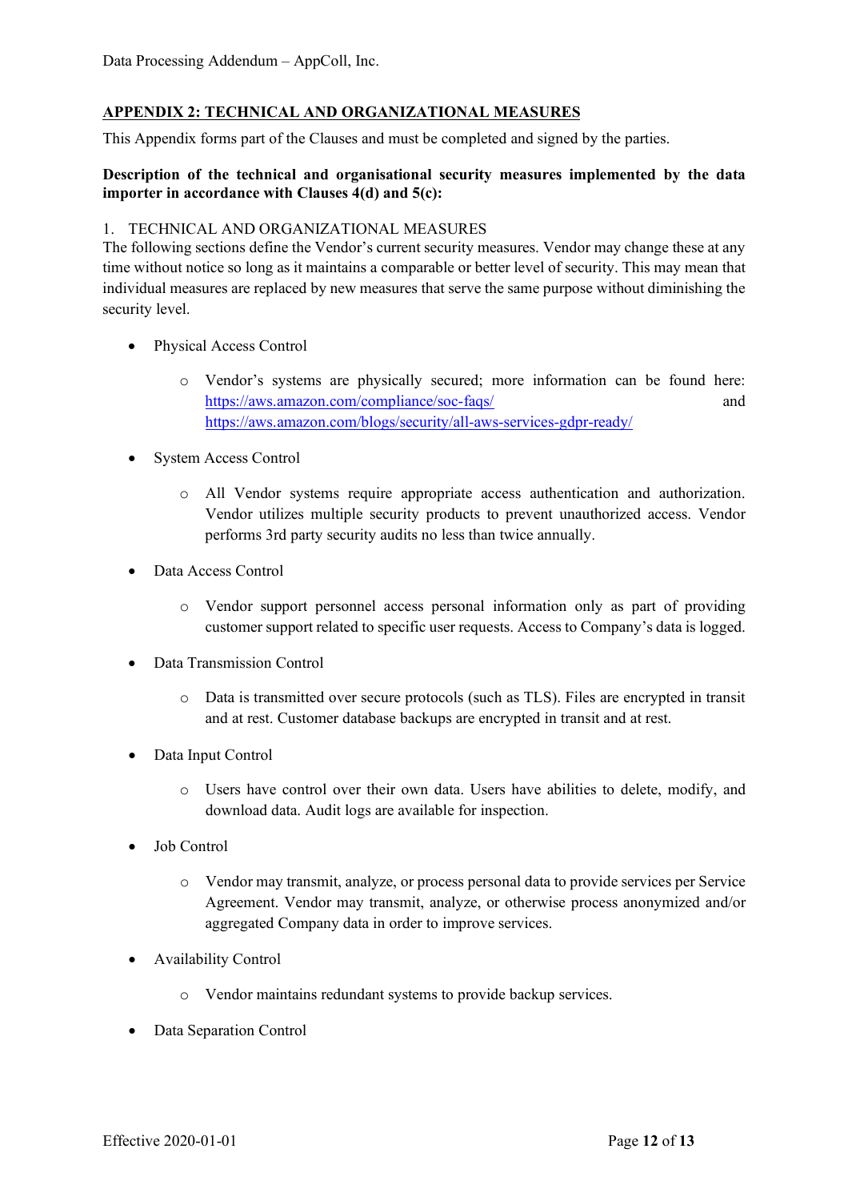## APPENDIX 2: TECHNICAL AND ORGANIZATIONAL MEASURES

This Appendix forms part of the Clauses and must be completed and signed by the parties.

**Description of the technical and organisational security measures implemented by the data importer in accordance with Clauses 4(d) and 5(c):**

1. TECHNICAL AND ORGANIZATIONAL MEASURES

The following sections define the Vendor's current security measures. Vendor may change these at any time without notice so long as it maintains a comparable or better level of security. This may mean that individual measures are replaced by new measures that serve the same purpose without diminishing the security level.

- Physical Access Control
    - Vendor's systems are physically secured; more information can be found here: https://aws.amazon.com/compliance/soc-faqs/ and https://aws.amazon.com/blogs/security/all-aws-services-gdpr-ready/
- System Access Control
    - All Vendor systems require appropriate access authentication and authorization. Vendor utilizes multiple security products to prevent unauthorized access. Vendor performs 3rd party security audits no less than twice annually.
- Data Access Control
    - Vendor support personnel access personal information only as part of providing customer support related to specific user requests. Access to Company's data is logged.
- Data Transmission Control
    - Data is transmitted over secure protocols (such as TLS). Files are encrypted in transit and at rest. Customer database backups are encrypted in transit and at rest.
- Data Input Control
    - Users have control over their own data. Users have abilities to delete, modify, and download data. Audit logs are available for inspection.
- Job Control
    - Vendor may transmit, analyze, or process personal data to provide services per Service Agreement. Vendor may transmit, analyze, or otherwise process anonymized and/or aggregated Company data in order to improve services.
- Availability Control
    - Vendor maintains redundant systems to provide backup services.
- Data Separation Control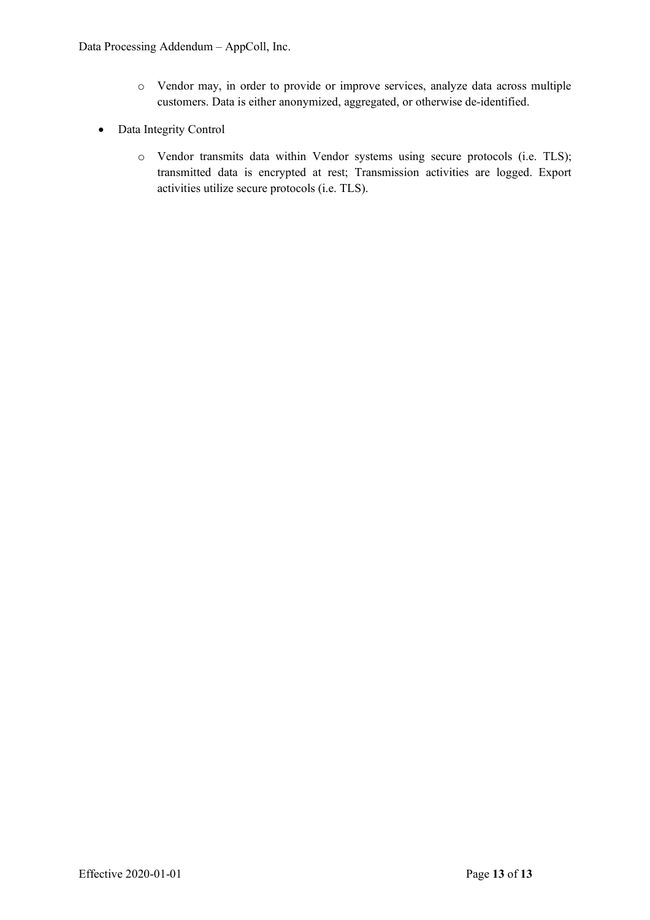- Vendor may, in order to provide or improve services, analyze data across multiple customers. Data is either anonymized, aggregated, or otherwise de-identified.

- Data Integrity Control
  - Vendor transmits data within Vendor systems using secure protocols (i.e. TLS); transmitted data is encrypted at rest; Transmission activities are logged. Export activities utilize secure protocols (i.e. TLS).